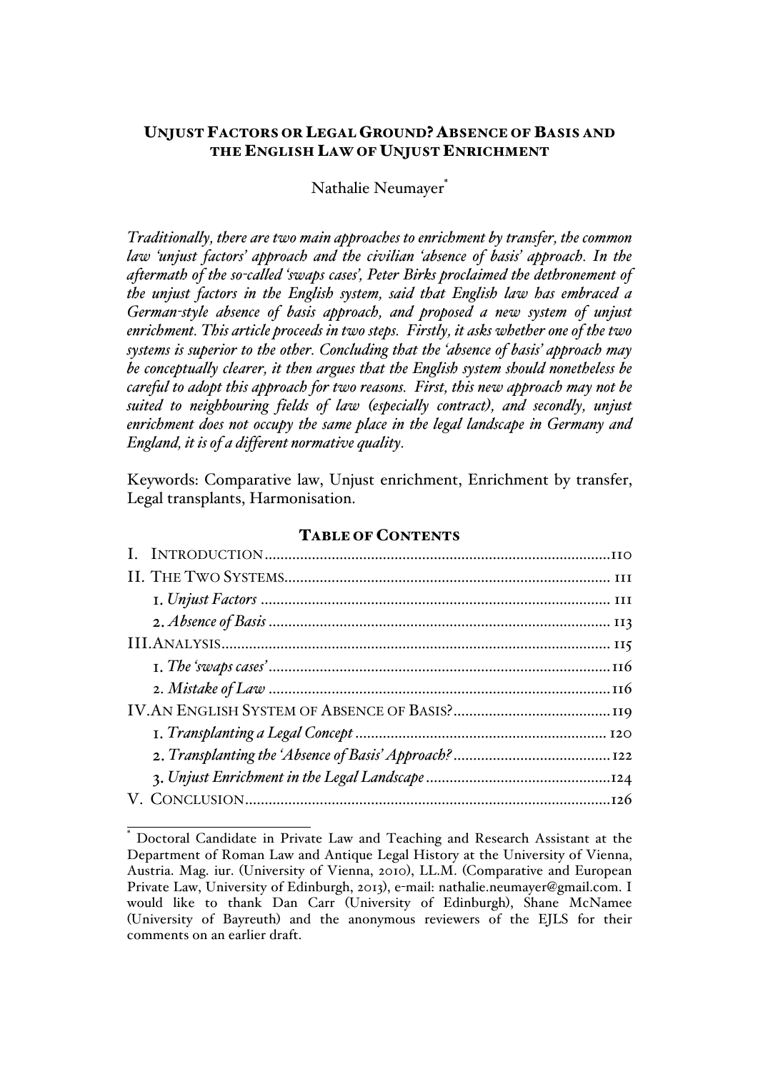# UNJUST FACTORS OR LEGAL GROUND? ABSENCE OF BASIS AND THE ENGLISH LAW OF UNJUST ENRICHMENT

Nathalie Neumayer*

*Traditionally, there are two main approaches to enrichment by transfer, the common law 'unjust factors' approach and the civilian 'absence of basis' approach. In the aftermath of the so-called 'swaps cases', Peter Birks proclaimed the dethronement of the unjust factors in the English system, said that English law has embraced a German-style absence of basis approach, and proposed a new system of unjust enrichment. This article proceeds in two steps. Firstly, it asks whether one of the two systems is superior to the other. Concluding that the 'absence of basis' approach may be conceptually clearer, it then argues that the English system should nonetheless be careful to adopt this approach for two reasons. First, this new approach may not be suited to neighbouring fields of law (especially contract), and secondly, unjust enrichment does not occupy the same place in the legal landscape in Germany and England, it is of a different normative quality.*

Keywords: Comparative law, Unjust enrichment, Enrichment by transfer, Legal transplants, Harmonisation.

## TABLE OF CONTENTS

- I. INTRODUCTION .......... 110
- II. THE TWO SYSTEMS .......... 111
  - 1. *Unjust Factors* .......... 111
  - 2. *Absence of Basis* .......... 113
- III. ANALYSIS .......... 115
  - 1. *The 'swaps cases'* .......... 116
  - 2. *Mistake of Law* .......... 116
- IV. AN ENGLISH SYSTEM OF ABSENCE OF BASIS? .......... 119
  - 1. *Transplanting a Legal Concept* .......... 120
  - 2. *Transplanting the 'Absence of Basis' Approach?* .......... 122
  - 3. *Unjust Enrichment in the Legal Landscape* .......... 124
- V. CONCLUSION .......... 126

---

\* Doctoral Candidate in Private Law and Teaching and Research Assistant at the Department of Roman Law and Antique Legal History at the University of Vienna, Austria. Mag. iur. (University of Vienna, 2010), LL.M. (Comparative and European Private Law, University of Edinburgh, 2013), e-mail: nathalie.neumayer@gmail.com. I would like to thank Dan Carr (University of Edinburgh), Shane McNamee (University of Bayreuth) and the anonymous reviewers of the EJLS for their comments on an earlier draft.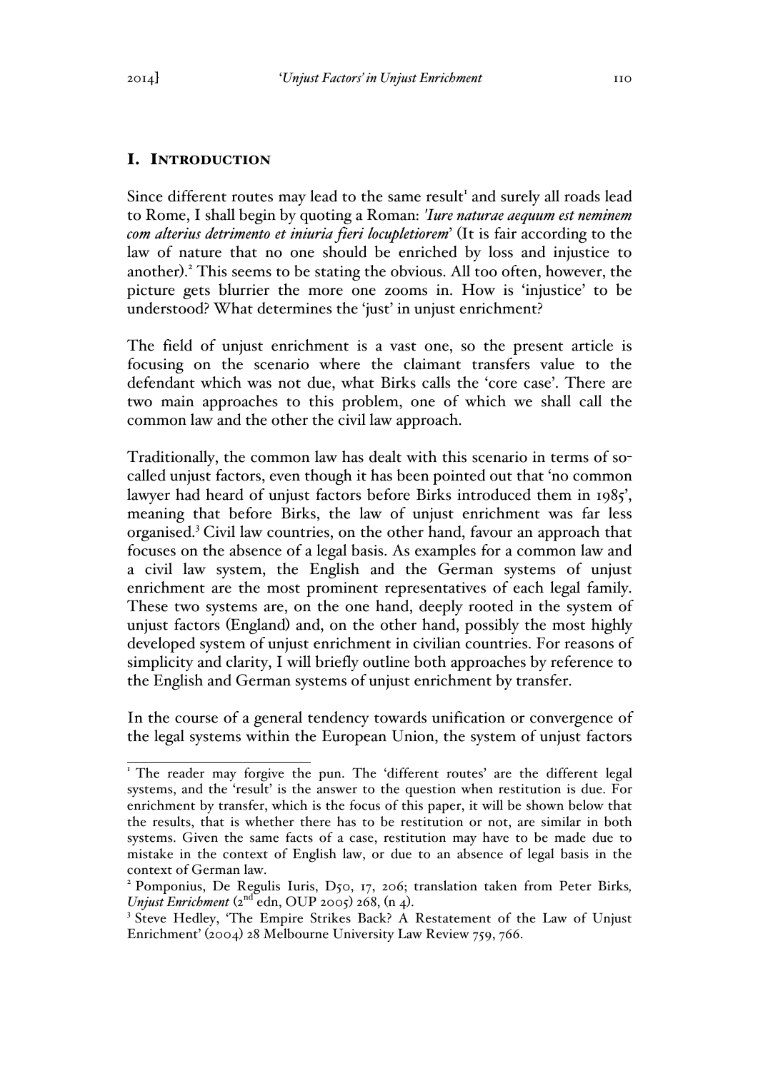## I. INTRODUCTION

Since different routes may lead to the same result[1] and surely all roads lead to Rome, I shall begin by quoting a Roman: *'Iure naturae aequum est neminem com alterius detrimento et iniuria fieri locupletiorem*' (It is fair according to the law of nature that no one should be enriched by loss and injustice to another).[2] This seems to be stating the obvious. All too often, however, the picture gets blurrier the more one zooms in. How is 'injustice' to be understood? What determines the 'just' in unjust enrichment?

The field of unjust enrichment is a vast one, so the present article is focusing on the scenario where the claimant transfers value to the defendant which was not due, what Birks calls the 'core case'. There are two main approaches to this problem, one of which we shall call the common law and the other the civil law approach.

Traditionally, the common law has dealt with this scenario in terms of so-called unjust factors, even though it has been pointed out that 'no common lawyer had heard of unjust factors before Birks introduced them in 1985', meaning that before Birks, the law of unjust enrichment was far less organised.[3] Civil law countries, on the other hand, favour an approach that focuses on the absence of a legal basis. As examples for a common law and a civil law system, the English and the German systems of unjust enrichment are the most prominent representatives of each legal family. These two systems are, on the one hand, deeply rooted in the system of unjust factors (England) and, on the other hand, possibly the most highly developed system of unjust enrichment in civilian countries. For reasons of simplicity and clarity, I will briefly outline both approaches by reference to the English and German systems of unjust enrichment by transfer.

In the course of a general tendency towards unification or convergence of the legal systems within the European Union, the system of unjust factors

---

[1] The reader may forgive the pun. The 'different routes' are the different legal systems, and the 'result' is the answer to the question when restitution is due. For enrichment by transfer, which is the focus of this paper, it will be shown below that the results, that is whether there has to be restitution or not, are similar in both systems. Given the same facts of a case, restitution may have to be made due to mistake in the context of English law, or due to an absence of legal basis in the context of German law.

[2] Pomponius, De Regulis Iuris, D50, 17, 206; translation taken from Peter Birks, *Unjust Enrichment* (2nd edn, OUP 2005) 268, (n 4).

[3] Steve Hedley, 'The Empire Strikes Back? A Restatement of the Law of Unjust Enrichment' (2004) 28 Melbourne University Law Review 759, 766.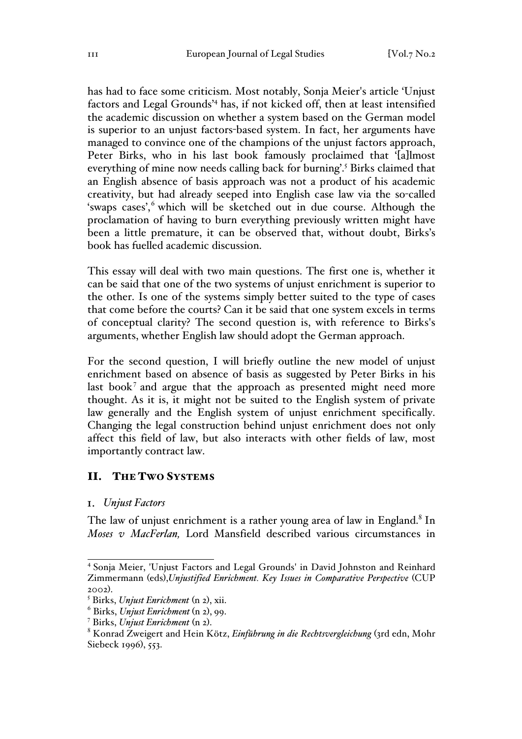has had to face some criticism. Most notably, Sonja Meier's article 'Unjust factors and Legal Grounds'[4] has, if not kicked off, then at least intensified the academic discussion on whether a system based on the German model is superior to an unjust factors-based system. In fact, her arguments have managed to convince one of the champions of the unjust factors approach, Peter Birks, who in his last book famously proclaimed that '[a]lmost everything of mine now needs calling back for burning'.[5] Birks claimed that an English absence of basis approach was not a product of his academic creativity, but had already seeped into English case law via the so-called 'swaps cases',[6] which will be sketched out in due course. Although the proclamation of having to burn everything previously written might have been a little premature, it can be observed that, without doubt, Birks's book has fuelled academic discussion.

This essay will deal with two main questions. The first one is, whether it can be said that one of the two systems of unjust enrichment is superior to the other. Is one of the systems simply better suited to the type of cases that come before the courts? Can it be said that one system excels in terms of conceptual clarity? The second question is, with reference to Birks's arguments, whether English law should adopt the German approach.

For the second question, I will briefly outline the new model of unjust enrichment based on absence of basis as suggested by Peter Birks in his last book[7] and argue that the approach as presented might need more thought. As it is, it might not be suited to the English system of private law generally and the English system of unjust enrichment specifically. Changing the legal construction behind unjust enrichment does not only affect this field of law, but also interacts with other fields of law, most importantly contract law.

## II. The Two Systems

### 1. *Unjust Factors*

The law of unjust enrichment is a rather young area of law in England.[8] In *Moses v MacFerlan,* Lord Mansfield described various circumstances in

---

[4] Sonja Meier, 'Unjust Factors and Legal Grounds' in David Johnston and Reinhard Zimmermann (eds),*Unjustified Enrichment. Key Issues in Comparative Perspective* (CUP 2002).

[5] Birks, *Unjust Enrichment* (n 2), xii.

[6] Birks, *Unjust Enrichment* (n 2), 99.

[7] Birks, *Unjust Enrichment* (n 2).

[8] Konrad Zweigert and Hein Kötz, *Einführung in die Rechtsvergleichung* (3rd edn, Mohr Siebeck 1996), 553.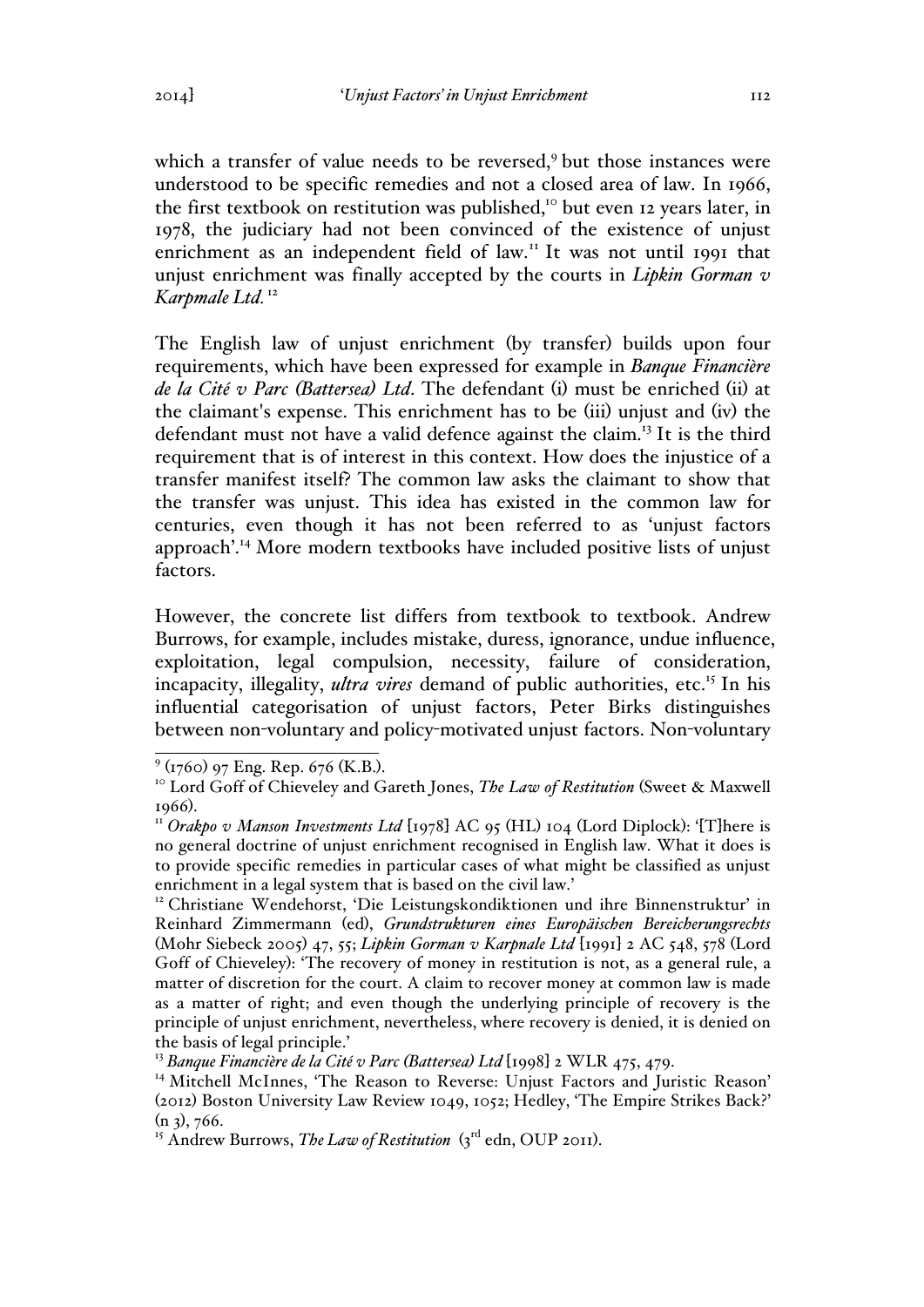which a transfer of value needs to be reversed,[9] but those instances were understood to be specific remedies and not a closed area of law. In 1966, the first textbook on restitution was published,[10] but even 12 years later, in 1978, the judiciary had not been convinced of the existence of unjust enrichment as an independent field of law.[11] It was not until 1991 that unjust enrichment was finally accepted by the courts in *Lipkin Gorman v Karpmale Ltd.*[12]

The English law of unjust enrichment (by transfer) builds upon four requirements, which have been expressed for example in *Banque Financière de la Cité v Parc (Battersea) Ltd*. The defendant (i) must be enriched (ii) at the claimant's expense. This enrichment has to be (iii) unjust and (iv) the defendant must not have a valid defence against the claim.[13] It is the third requirement that is of interest in this context. How does the injustice of a transfer manifest itself? The common law asks the claimant to show that the transfer was unjust. This idea has existed in the common law for centuries, even though it has not been referred to as 'unjust factors approach'.[14] More modern textbooks have included positive lists of unjust factors.

However, the concrete list differs from textbook to textbook. Andrew Burrows, for example, includes mistake, duress, ignorance, undue influence, exploitation, legal compulsion, necessity, failure of consideration, incapacity, illegality, *ultra vires* demand of public authorities, etc.[15] In his influential categorisation of unjust factors, Peter Birks distinguishes between non-voluntary and policy-motivated unjust factors. Non-voluntary

---

[9] (1760) 97 Eng. Rep. 676 (K.B.).

[10] Lord Goff of Chieveley and Gareth Jones, *The Law of Restitution* (Sweet & Maxwell 1966).

[11] *Orakpo v Manson Investments Ltd* [1978] AC 95 (HL) 104 (Lord Diplock): '[T]here is no general doctrine of unjust enrichment recognised in English law. What it does is to provide specific remedies in particular cases of what might be classified as unjust enrichment in a legal system that is based on the civil law.'

[12] Christiane Wendehorst, 'Die Leistungskondiktionen und ihre Binnenstruktur' in Reinhard Zimmermann (ed), *Grundstrukturen eines Europäischen Bereicherungsrechts* (Mohr Siebeck 2005) 47, 55; *Lipkin Gorman v Karpnale Ltd* [1991] 2 AC 548, 578 (Lord Goff of Chieveley): 'The recovery of money in restitution is not, as a general rule, a matter of discretion for the court. A claim to recover money at common law is made as a matter of right; and even though the underlying principle of recovery is the principle of unjust enrichment, nevertheless, where recovery is denied, it is denied on the basis of legal principle.'

[13] *Banque Financière de la Cité v Parc (Battersea) Ltd* [1998] 2 WLR 475, 479.

[14] Mitchell McInnes, 'The Reason to Reverse: Unjust Factors and Juristic Reason' (2012) Boston University Law Review 1049, 1052; Hedley, 'The Empire Strikes Back?' (n 3), 766.

[15] Andrew Burrows, *The Law of Restitution* (3rd edn, OUP 2011).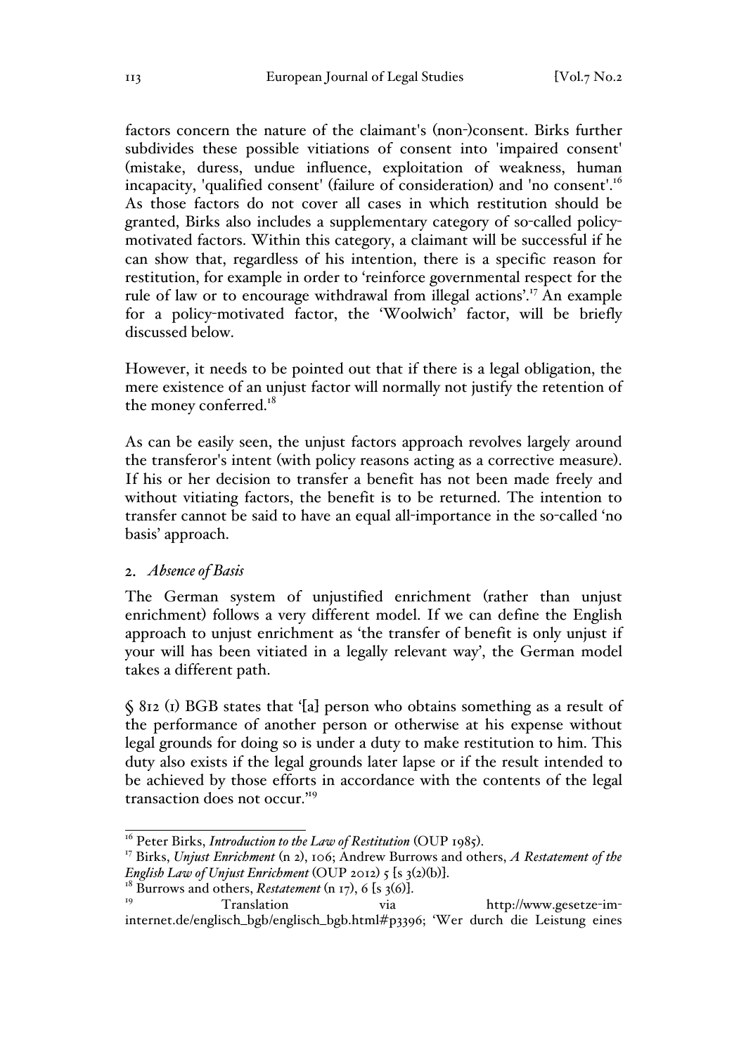factors concern the nature of the claimant's (non-)consent. Birks further subdivides these possible vitiations of consent into 'impaired consent' (mistake, duress, undue influence, exploitation of weakness, human incapacity, 'qualified consent' (failure of consideration) and 'no consent'.[16] As those factors do not cover all cases in which restitution should be granted, Birks also includes a supplementary category of so-called policy-motivated factors. Within this category, a claimant will be successful if he can show that, regardless of his intention, there is a specific reason for restitution, for example in order to 'reinforce governmental respect for the rule of law or to encourage withdrawal from illegal actions'.[17] An example for a policy-motivated factor, the 'Woolwich' factor, will be briefly discussed below.

However, it needs to be pointed out that if there is a legal obligation, the mere existence of an unjust factor will normally not justify the retention of the money conferred.[18]

As can be easily seen, the unjust factors approach revolves largely around the transferor's intent (with policy reasons acting as a corrective measure). If his or her decision to transfer a benefit has not been made freely and without vitiating factors, the benefit is to be returned. The intention to transfer cannot be said to have an equal all-importance in the so-called 'no basis' approach.

## 2. *Absence of Basis*

The German system of unjustified enrichment (rather than unjust enrichment) follows a very different model. If we can define the English approach to unjust enrichment as 'the transfer of benefit is only unjust if your will has been vitiated in a legally relevant way', the German model takes a different path.

§ 812 (1) BGB states that '[a] person who obtains something as a result of the performance of another person or otherwise at his expense without legal grounds for doing so is under a duty to make restitution to him. This duty also exists if the legal grounds later lapse or if the result intended to be achieved by those efforts in accordance with the contents of the legal transaction does not occur.'[19]

---

[16] Peter Birks, *Introduction to the Law of Restitution* (OUP 1985).

[17] Birks, *Unjust Enrichment* (n 2), 106; Andrew Burrows and others, *A Restatement of the English Law of Unjust Enrichment* (OUP 2012) 5 [s 3(2)(b)].

[18] Burrows and others, *Restatement* (n 17), 6 [s 3(6)].

[19] Translation via http://www.gesetze-im-internet.de/englisch_bgb/englisch_bgb.html#p3396; 'Wer durch die Leistung eines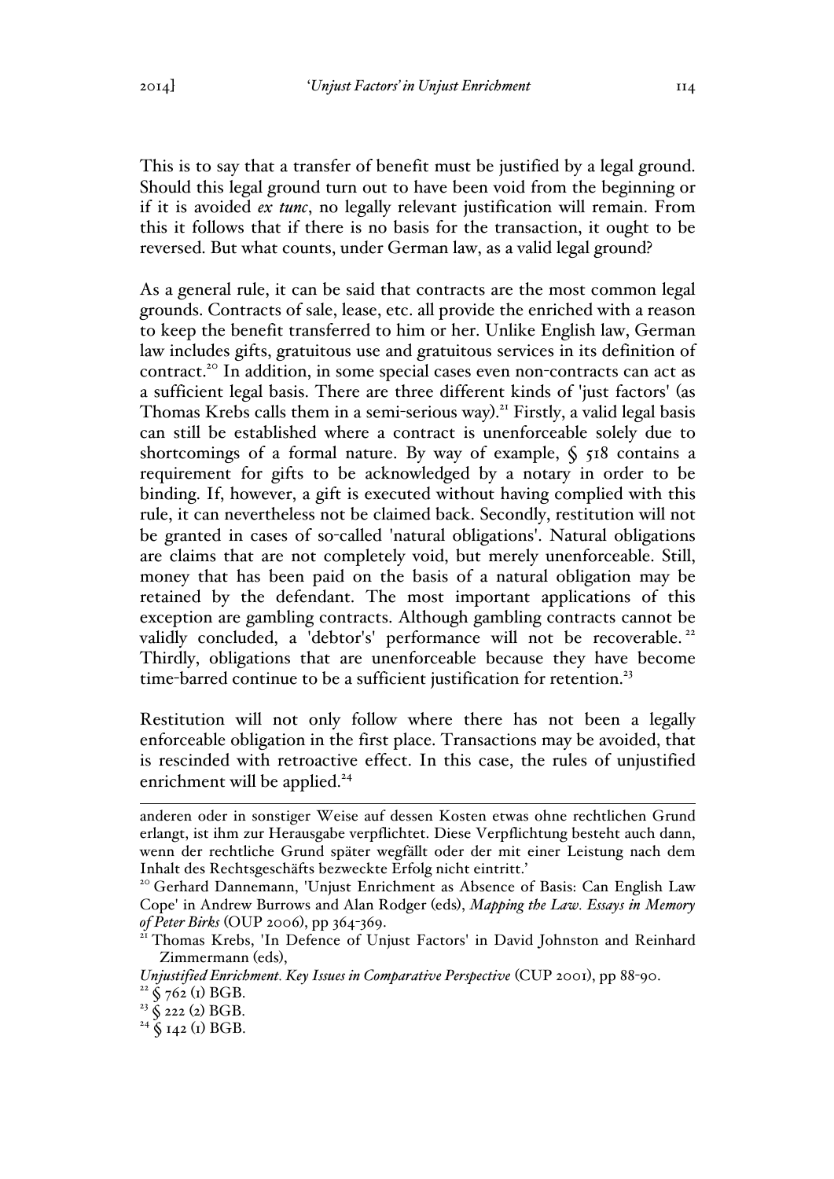This is to say that a transfer of benefit must be justified by a legal ground. Should this legal ground turn out to have been void from the beginning or if it is avoided *ex tunc*, no legally relevant justification will remain. From this it follows that if there is no basis for the transaction, it ought to be reversed. But what counts, under German law, as a valid legal ground?

As a general rule, it can be said that contracts are the most common legal grounds. Contracts of sale, lease, etc. all provide the enriched with a reason to keep the benefit transferred to him or her. Unlike English law, German law includes gifts, gratuitous use and gratuitous services in its definition of contract.[20] In addition, in some special cases even non-contracts can act as a sufficient legal basis. There are three different kinds of 'just factors' (as Thomas Krebs calls them in a semi-serious way).[21] Firstly, a valid legal basis can still be established where a contract is unenforceable solely due to shortcomings of a formal nature. By way of example, § 518 contains a requirement for gifts to be acknowledged by a notary in order to be binding. If, however, a gift is executed without having complied with this rule, it can nevertheless not be claimed back. Secondly, restitution will not be granted in cases of so-called 'natural obligations'. Natural obligations are claims that are not completely void, but merely unenforceable. Still, money that has been paid on the basis of a natural obligation may be retained by the defendant. The most important applications of this exception are gambling contracts. Although gambling contracts cannot be validly concluded, a 'debtor's' performance will not be recoverable.[22] Thirdly, obligations that are unenforceable because they have become time-barred continue to be a sufficient justification for retention.[23]

Restitution will not only follow where there has not been a legally enforceable obligation in the first place. Transactions may be avoided, that is rescinded with retroactive effect. In this case, the rules of unjustified enrichment will be applied.[24]

---

anderen oder in sonstiger Weise auf dessen Kosten etwas ohne rechtlichen Grund erlangt, ist ihm zur Herausgabe verpflichtet. Diese Verpflichtung besteht auch dann, wenn der rechtliche Grund später wegfällt oder der mit einer Leistung nach dem Inhalt des Rechtsgeschäfts bezweckte Erfolg nicht eintritt.'

[20] Gerhard Dannemann, 'Unjust Enrichment as Absence of Basis: Can English Law Cope' in Andrew Burrows and Alan Rodger (eds), *Mapping the Law. Essays in Memory of Peter Birks* (OUP 2006), pp 364-369.

[21] Thomas Krebs, 'In Defence of Unjust Factors' in David Johnston and Reinhard Zimmermann (eds), *Unjustified Enrichment. Key Issues in Comparative Perspective* (CUP 2001), pp 88-90.

[22] § 762 (1) BGB.

[23] § 222 (2) BGB.

[24] § 142 (1) BGB.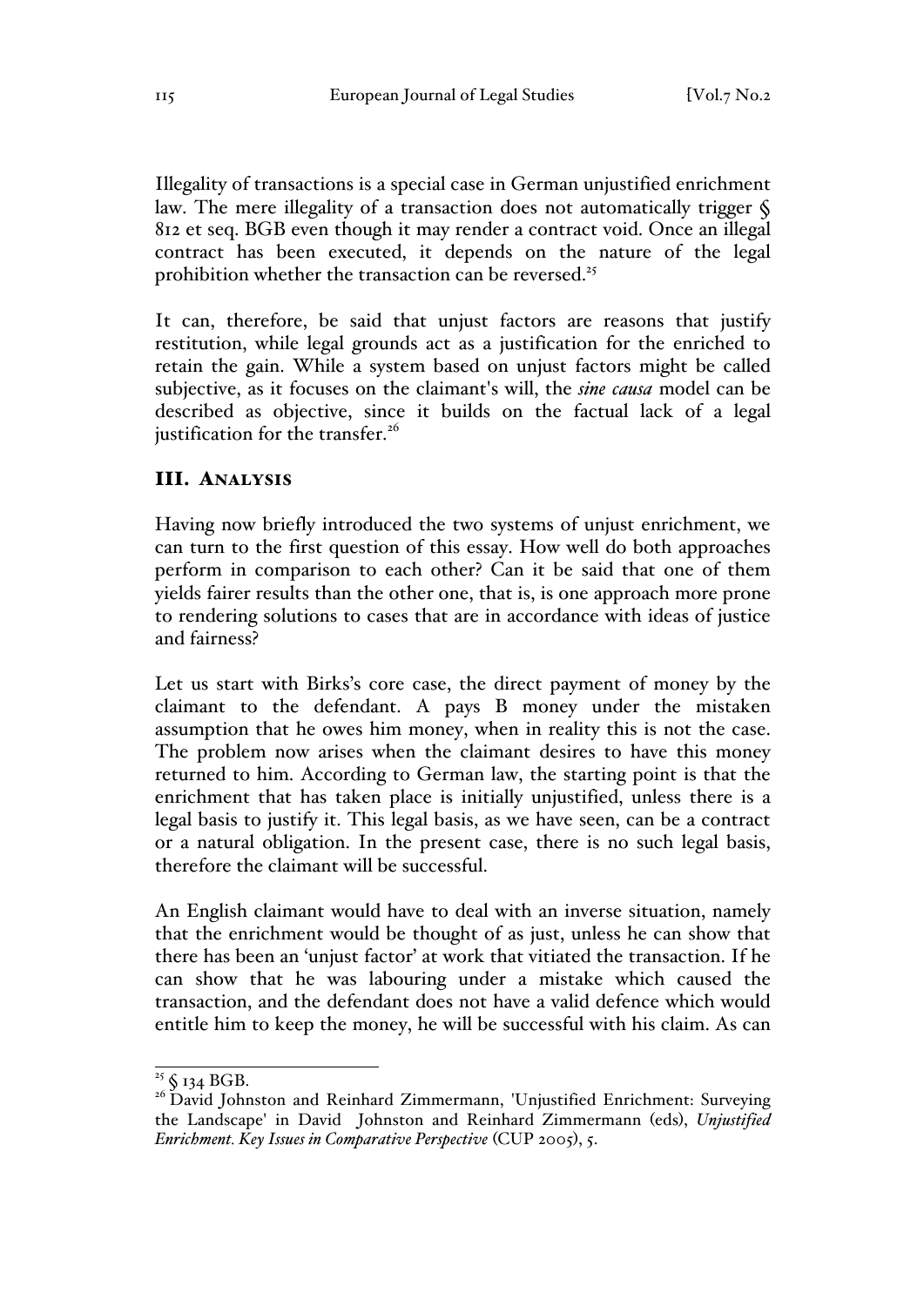Illegality of transactions is a special case in German unjustified enrichment law. The mere illegality of a transaction does not automatically trigger § 812 et seq. BGB even though it may render a contract void. Once an illegal contract has been executed, it depends on the nature of the legal prohibition whether the transaction can be reversed.[25]

It can, therefore, be said that unjust factors are reasons that justify restitution, while legal grounds act as a justification for the enriched to retain the gain. While a system based on unjust factors might be called subjective, as it focuses on the claimant's will, the ***sine causa*** model can be described as objective, since it builds on the factual lack of a legal justification for the transfer.[26]

## III. Analysis

Having now briefly introduced the two systems of unjust enrichment, we can turn to the first question of this essay. How well do both approaches perform in comparison to each other? Can it be said that one of them yields fairer results than the other one, that is, is one approach more prone to rendering solutions to cases that are in accordance with ideas of justice and fairness?

Let us start with Birks's core case, the direct payment of money by the claimant to the defendant. A pays B money under the mistaken assumption that he owes him money, when in reality this is not the case. The problem now arises when the claimant desires to have this money returned to him. According to German law, the starting point is that the enrichment that has taken place is initially unjustified, unless there is a legal basis to justify it. This legal basis, as we have seen, can be a contract or a natural obligation. In the present case, there is no such legal basis, therefore the claimant will be successful.

An English claimant would have to deal with an inverse situation, namely that the enrichment would be thought of as just, unless he can show that there has been an 'unjust factor' at work that vitiated the transaction. If he can show that he was labouring under a mistake which caused the transaction, and the defendant does not have a valid defence which would entitle him to keep the money, he will be successful with his claim. As can

---

[25] § 134 BGB.

[26] David Johnston and Reinhard Zimmermann, 'Unjustified Enrichment: Surveying the Landscape' in David Johnston and Reinhard Zimmermann (eds), *Unjustified Enrichment. Key Issues in Comparative Perspective* (CUP 2005), 5.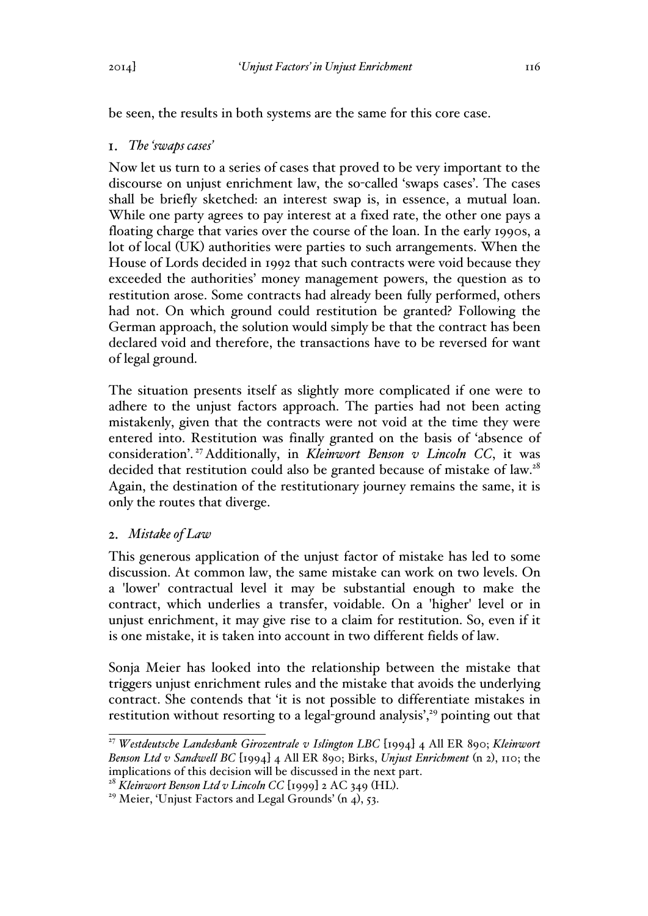be seen, the results in both systems are the same for this core case.

### 1. *The 'swaps cases'*

Now let us turn to a series of cases that proved to be very important to the discourse on unjust enrichment law, the so-called 'swaps cases'. The cases shall be briefly sketched: an interest swap is, in essence, a mutual loan. While one party agrees to pay interest at a fixed rate, the other one pays a floating charge that varies over the course of the loan. In the early 1990s, a lot of local (UK) authorities were parties to such arrangements. When the House of Lords decided in 1992 that such contracts were void because they exceeded the authorities' money management powers, the question as to restitution arose. Some contracts had already been fully performed, others had not. On which ground could restitution be granted? Following the German approach, the solution would simply be that the contract has been declared void and therefore, the transactions have to be reversed for want of legal ground.

The situation presents itself as slightly more complicated if one were to adhere to the unjust factors approach. The parties had not been acting mistakenly, given that the contracts were not void at the time they were entered into. Restitution was finally granted on the basis of 'absence of consideration'.[27] Additionally, in *Kleinwort Benson v Lincoln CC*, it was decided that restitution could also be granted because of mistake of law.[28] Again, the destination of the restitutionary journey remains the same, it is only the routes that diverge.

### 2. *Mistake of Law*

This generous application of the unjust factor of mistake has led to some discussion. At common law, the same mistake can work on two levels. On a 'lower' contractual level it may be substantial enough to make the contract, which underlies a transfer, voidable. On a 'higher' level or in unjust enrichment, it may give rise to a claim for restitution. So, even if it is one mistake, it is taken into account in two different fields of law.

Sonja Meier has looked into the relationship between the mistake that triggers unjust enrichment rules and the mistake that avoids the underlying contract. She contends that 'it is not possible to differentiate mistakes in restitution without resorting to a legal-ground analysis',[29] pointing out that

---

[27] *Westdeutsche Landesbank Girozentrale v Islington LBC* [1994] 4 All ER 890; *Kleinwort Benson Ltd v Sandwell BC* [1994] 4 All ER 890; Birks, *Unjust Enrichment* (n 2), 110; the implications of this decision will be discussed in the next part.

[28] *Kleinwort Benson Ltd v Lincoln CC* [1999] 2 AC 349 (HL).

[29] Meier, 'Unjust Factors and Legal Grounds' (n 4), 53.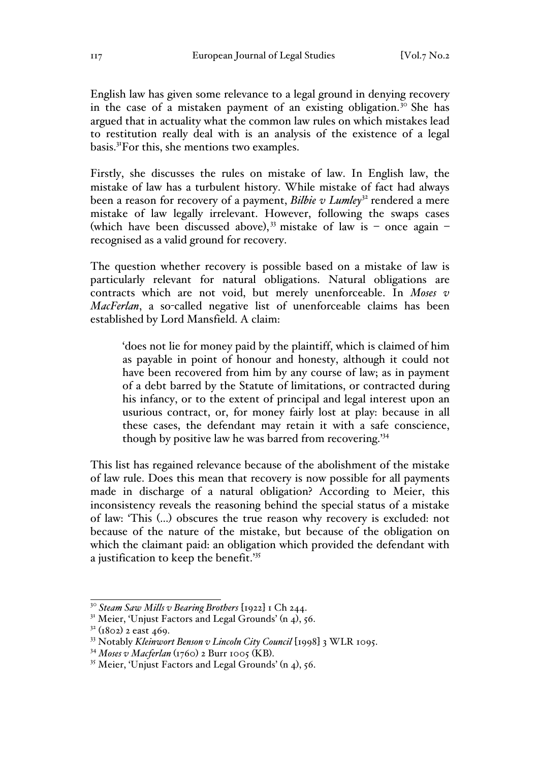English law has given some relevance to a legal ground in denying recovery in the case of a mistaken payment of an existing obligation.[30] She has argued that in actuality what the common law rules on which mistakes lead to restitution really deal with is an analysis of the existence of a legal basis.[31]For this, she mentions two examples.

Firstly, she discusses the rules on mistake of law. In English law, the mistake of law has a turbulent history. While mistake of fact had always been a reason for recovery of a payment, ***Bilbie v Lumley***[32] rendered a mere mistake of law legally irrelevant. However, following the swaps cases (which have been discussed above),[33] mistake of law is – once again – recognised as a valid ground for recovery.

The question whether recovery is possible based on a mistake of law is particularly relevant for natural obligations. Natural obligations are contracts which are not void, but merely unenforceable. In *Moses v MacFerlan*, a so-called negative list of unenforceable claims has been established by Lord Mansfield. A claim:

> 'does not lie for money paid by the plaintiff, which is claimed of him as payable in point of honour and honesty, although it could not have been recovered from him by any course of law; as in payment of a debt barred by the Statute of limitations, or contracted during his infancy, or to the extent of principal and legal interest upon an usurious contract, or, for money fairly lost at play: because in all these cases, the defendant may retain it with a safe conscience, though by positive law he was barred from recovering.'[34]

This list has regained relevance because of the abolishment of the mistake of law rule. Does this mean that recovery is now possible for all payments made in discharge of a natural obligation? According to Meier, this inconsistency reveals the reasoning behind the special status of a mistake of law: 'This (…) obscures the true reason why recovery is excluded: not because of the nature of the mistake, but because of the obligation on which the claimant paid: an obligation which provided the defendant with a justification to keep the benefit.'[35]

---

[30] *Steam Saw Mills v Bearing Brothers* [1922] 1 Ch 244.

[31] Meier, 'Unjust Factors and Legal Grounds' (n 4), 56.

[32] (1802) 2 east 469.

[33] Notably *Kleinwort Benson v Lincoln City Council* [1998] 3 WLR 1095.

[34] *Moses v Macferlan* (1760) 2 Burr 1005 (KB).

[35] Meier, 'Unjust Factors and Legal Grounds' (n 4), 56.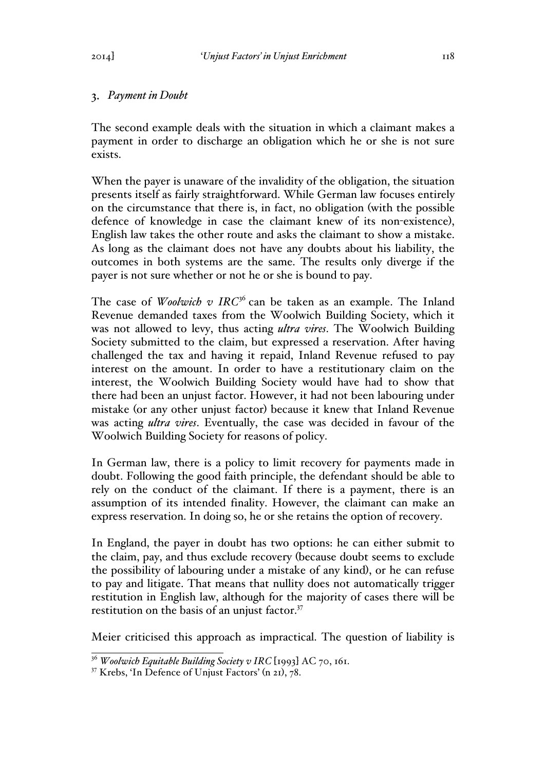### 3. *Payment in Doubt*

The second example deals with the situation in which a claimant makes a payment in order to discharge an obligation which he or she is not sure exists.

When the payer is unaware of the invalidity of the obligation, the situation presents itself as fairly straightforward. While German law focuses entirely on the circumstance that there is, in fact, no obligation (with the possible defence of knowledge in case the claimant knew of its non-existence), English law takes the other route and asks the claimant to show a mistake. As long as the claimant does not have any doubts about his liability, the outcomes in both systems are the same. The results only diverge if the payer is not sure whether or not he or she is bound to pay.

The case of *Woolwich v IRC*[36] can be taken as an example. The Inland Revenue demanded taxes from the Woolwich Building Society, which it was not allowed to levy, thus acting *ultra vires*. The Woolwich Building Society submitted to the claim, but expressed a reservation. After having challenged the tax and having it repaid, Inland Revenue refused to pay interest on the amount. In order to have a restitutionary claim on the interest, the Woolwich Building Society would have had to show that there had been an unjust factor. However, it had not been labouring under mistake (or any other unjust factor) because it knew that Inland Revenue was acting *ultra vires*. Eventually, the case was decided in favour of the Woolwich Building Society for reasons of policy.

In German law, there is a policy to limit recovery for payments made in doubt. Following the good faith principle, the defendant should be able to rely on the conduct of the claimant. If there is a payment, there is an assumption of its intended finality. However, the claimant can make an express reservation. In doing so, he or she retains the option of recovery.

In England, the payer in doubt has two options: he can either submit to the claim, pay, and thus exclude recovery (because doubt seems to exclude the possibility of labouring under a mistake of any kind), or he can refuse to pay and litigate. That means that nullity does not automatically trigger restitution in English law, although for the majority of cases there will be restitution on the basis of an unjust factor.[37]

Meier criticised this approach as impractical. The question of liability is

---

[36] *Woolwich Equitable Building Society v IRC* [1993] AC 70, 161.

[37] Krebs, 'In Defence of Unjust Factors' (n 21), 78.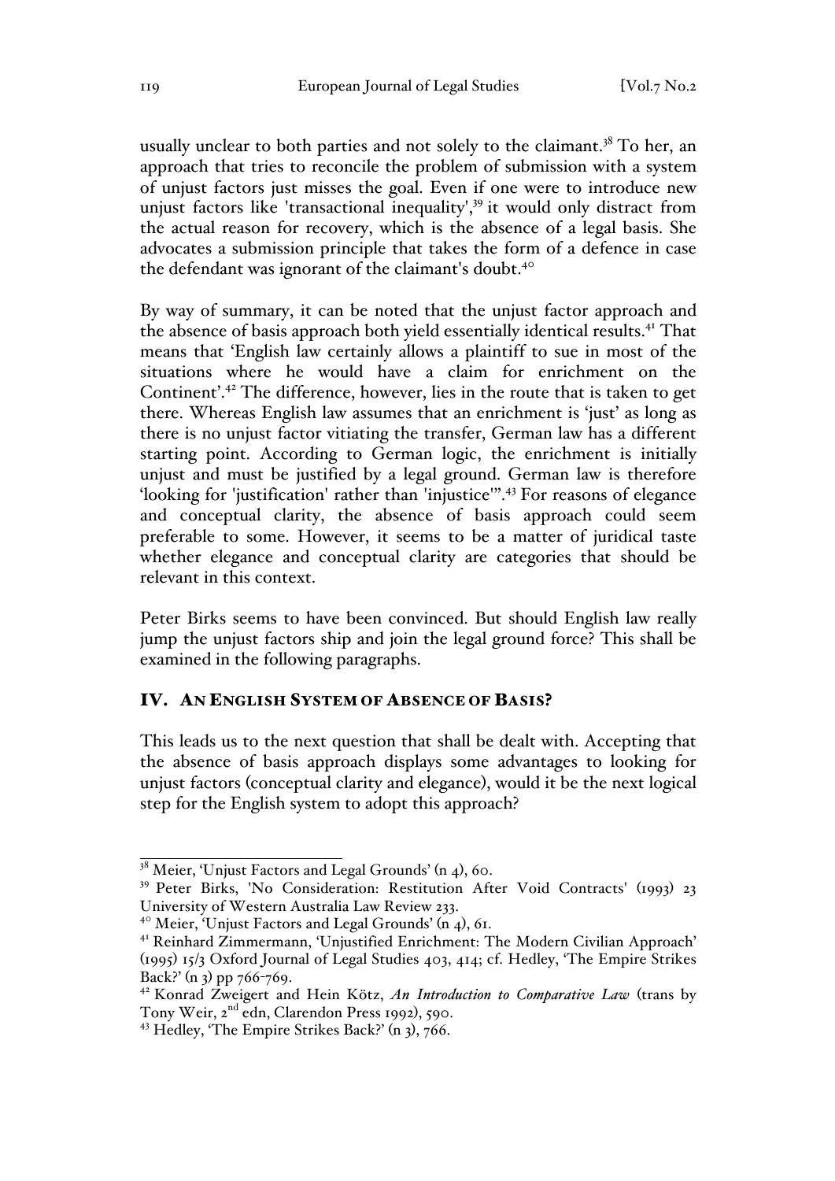usually unclear to both parties and not solely to the claimant.[38] To her, an approach that tries to reconcile the problem of submission with a system of unjust factors just misses the goal. Even if one were to introduce new unjust factors like 'transactional inequality',[39] it would only distract from the actual reason for recovery, which is the absence of a legal basis. She advocates a submission principle that takes the form of a defence in case the defendant was ignorant of the claimant's doubt.[40]

By way of summary, it can be noted that the unjust factor approach and the absence of basis approach both yield essentially identical results.[41] That means that 'English law certainly allows a plaintiff to sue in most of the situations where he would have a claim for enrichment on the Continent'.[42] The difference, however, lies in the route that is taken to get there. Whereas English law assumes that an enrichment is 'just' as long as there is no unjust factor vitiating the transfer, German law has a different starting point. According to German logic, the enrichment is initially unjust and must be justified by a legal ground. German law is therefore 'looking for 'justification' rather than 'injustice''.[43] For reasons of elegance and conceptual clarity, the absence of basis approach could seem preferable to some. However, it seems to be a matter of juridical taste whether elegance and conceptual clarity are categories that should be relevant in this context.

Peter Birks seems to have been convinced. But should English law really jump the unjust factors ship and join the legal ground force? This shall be examined in the following paragraphs.

## IV. AN ENGLISH SYSTEM OF ABSENCE OF BASIS?

This leads us to the next question that shall be dealt with. Accepting that the absence of basis approach displays some advantages to looking for unjust factors (conceptual clarity and elegance), would it be the next logical step for the English system to adopt this approach?

---

[38] Meier, 'Unjust Factors and Legal Grounds' (n 4), 60.

[39] Peter Birks, 'No Consideration: Restitution After Void Contracts' (1993) 23 University of Western Australia Law Review 233.

[40] Meier, 'Unjust Factors and Legal Grounds' (n 4), 61.

[41] Reinhard Zimmermann, 'Unjustified Enrichment: The Modern Civilian Approach' (1995) 15/3 Oxford Journal of Legal Studies 403, 414; cf. Hedley, 'The Empire Strikes Back?' (n 3) pp 766-769.

[42] Konrad Zweigert and Hein Kötz, *An Introduction to Comparative Law* (trans by Tony Weir, 2nd edn, Clarendon Press 1992), 590.

[43] Hedley, 'The Empire Strikes Back?' (n 3), 766.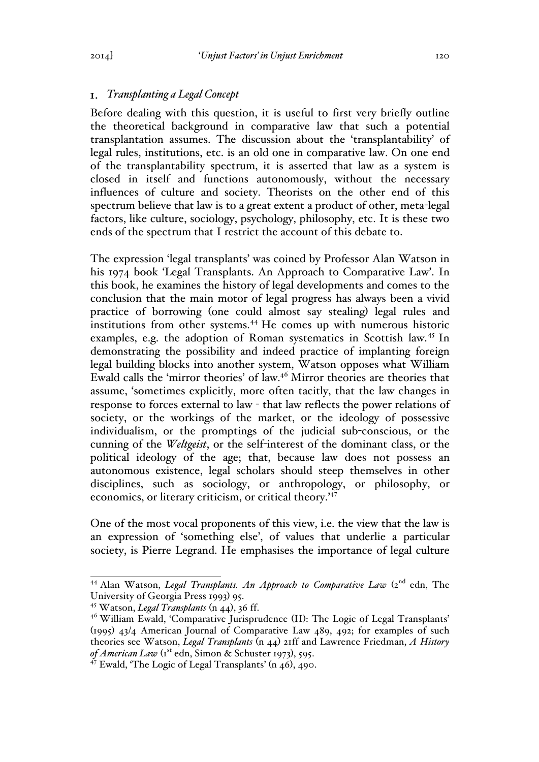## 1. *Transplanting a Legal Concept*

Before dealing with this question, it is useful to first very briefly outline the theoretical background in comparative law that such a potential transplantation assumes. The discussion about the 'transplantability' of legal rules, institutions, etc. is an old one in comparative law. On one end of the transplantability spectrum, it is asserted that law as a system is closed in itself and functions autonomously, without the necessary influences of culture and society. Theorists on the other end of this spectrum believe that law is to a great extent a product of other, meta-legal factors, like culture, sociology, psychology, philosophy, etc. It is these two ends of the spectrum that I restrict the account of this debate to.

The expression 'legal transplants' was coined by Professor Alan Watson in his 1974 book 'Legal Transplants. An Approach to Comparative Law'. In this book, he examines the history of legal developments and comes to the conclusion that the main motor of legal progress has always been a vivid practice of borrowing (one could almost say stealing) legal rules and institutions from other systems.[44] He comes up with numerous historic examples, e.g. the adoption of Roman systematics in Scottish law.[45] In demonstrating the possibility and indeed practice of implanting foreign legal building blocks into another system, Watson opposes what William Ewald calls the 'mirror theories' of law.[46] Mirror theories are theories that assume, 'sometimes explicitly, more often tacitly, that the law changes in response to forces external to law - that law reflects the power relations of society, or the workings of the market, or the ideology of possessive individualism, or the promptings of the judicial sub-conscious, or the cunning of the *Weltgeist*, or the self-interest of the dominant class, or the political ideology of the age; that, because law does not possess an autonomous existence, legal scholars should steep themselves in other disciplines, such as sociology, or anthropology, or philosophy, or economics, or literary criticism, or critical theory.'[47]

One of the most vocal proponents of this view, i.e. the view that the law is an expression of 'something else', of values that underlie a particular society, is Pierre Legrand. He emphasises the importance of legal culture

---

[44] Alan Watson, *Legal Transplants. An Approach to Comparative Law* (2nd edn, The University of Georgia Press 1993) 95.

[45] Watson, *Legal Transplants* (n 44), 36 ff.

[46] William Ewald, 'Comparative Jurisprudence (II): The Logic of Legal Transplants' (1995) 43/4 American Journal of Comparative Law 489, 492; for examples of such theories see Watson, *Legal Transplants* (n 44) 21ff and Lawrence Friedman, *A History of American Law* (1st edn, Simon & Schuster 1973), 595.

[47] Ewald, 'The Logic of Legal Transplants' (n 46), 490.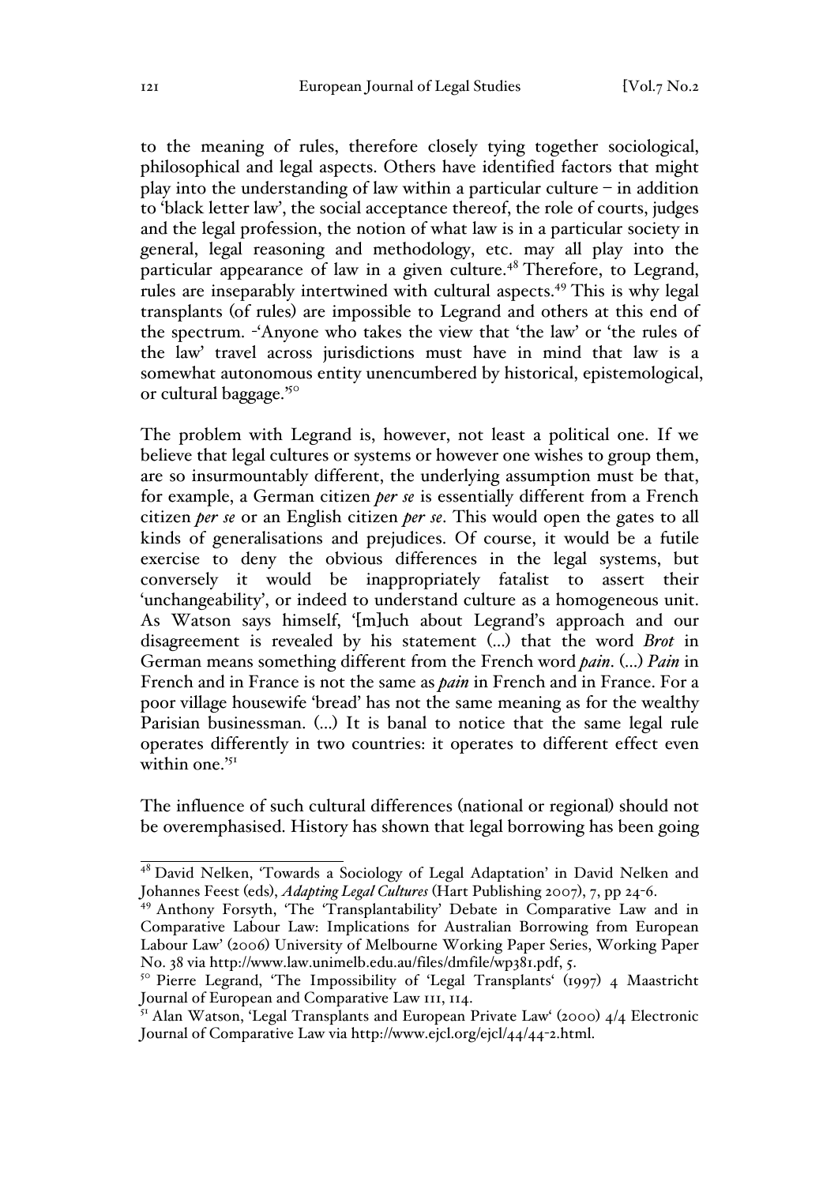to the meaning of rules, therefore closely tying together sociological, philosophical and legal aspects. Others have identified factors that might play into the understanding of law within a particular culture – in addition to 'black letter law', the social acceptance thereof, the role of courts, judges and the legal profession, the notion of what law is in a particular society in general, legal reasoning and methodology, etc. may all play into the particular appearance of law in a given culture.[48] Therefore, to Legrand, rules are inseparably intertwined with cultural aspects.[49] This is why legal transplants (of rules) are impossible to Legrand and others at this end of the spectrum. -'Anyone who takes the view that 'the law' or 'the rules of the law' travel across jurisdictions must have in mind that law is a somewhat autonomous entity unencumbered by historical, epistemological, or cultural baggage.'[50]

The problem with Legrand is, however, not least a political one. If we believe that legal cultures or systems or however one wishes to group them, are so insurmountably different, the underlying assumption must be that, for example, a German citizen *per se* is essentially different from a French citizen *per se* or an English citizen *per se*. This would open the gates to all kinds of generalisations and prejudices. Of course, it would be a futile exercise to deny the obvious differences in the legal systems, but conversely it would be inappropriately fatalist to assert their 'unchangeability', or indeed to understand culture as a homogeneous unit. As Watson says himself, '[m]uch about Legrand's approach and our disagreement is revealed by his statement (…) that the word *Brot* in German means something different from the French word *pain*. (…) *Pain* in French and in France is not the same as *pain* in French and in France. For a poor village housewife 'bread' has not the same meaning as for the wealthy Parisian businessman. (…) It is banal to notice that the same legal rule operates differently in two countries: it operates to different effect even within one.'[51]

The influence of such cultural differences (national or regional) should not be overemphasised. History has shown that legal borrowing has been going

---

[48] David Nelken, 'Towards a Sociology of Legal Adaptation' in David Nelken and Johannes Feest (eds), *Adapting Legal Cultures* (Hart Publishing 2007), 7, pp 24-6.

[49] Anthony Forsyth, 'The 'Transplantability' Debate in Comparative Law and in Comparative Labour Law: Implications for Australian Borrowing from European Labour Law' (2006) University of Melbourne Working Paper Series, Working Paper No. 38 via http://www.law.unimelb.edu.au/files/dmfile/wp381.pdf, 5.

[50] Pierre Legrand, 'The Impossibility of 'Legal Transplants' (1997) 4 Maastricht Journal of European and Comparative Law 111, 114.

[51] Alan Watson, 'Legal Transplants and European Private Law' (2000) 4/4 Electronic Journal of Comparative Law via http://www.ejcl.org/ejcl/44/44-2.html.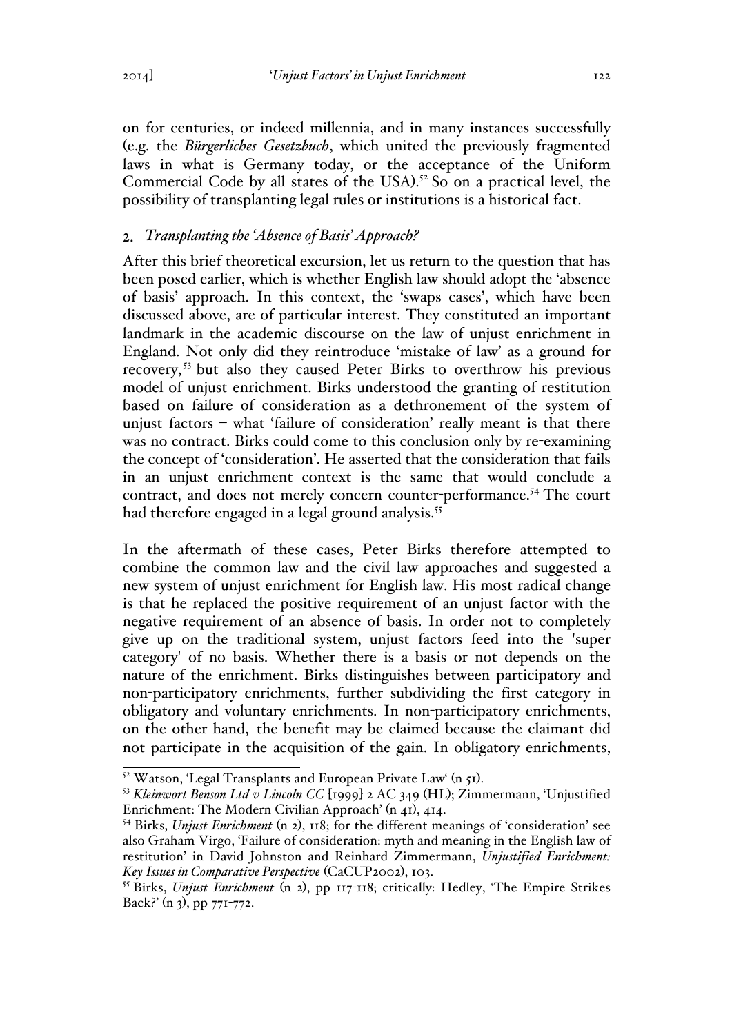on for centuries, or indeed millennia, and in many instances successfully (e.g. the *Bürgerliches Gesetzbuch*, which united the previously fragmented laws in what is Germany today, or the acceptance of the Uniform Commercial Code by all states of the USA).[52] So on a practical level, the possibility of transplanting legal rules or institutions is a historical fact.

## 2. *Transplanting the 'Absence of Basis' Approach?*

After this brief theoretical excursion, let us return to the question that has been posed earlier, which is whether English law should adopt the 'absence of basis' approach. In this context, the 'swaps cases', which have been discussed above, are of particular interest. They constituted an important landmark in the academic discourse on the law of unjust enrichment in England. Not only did they reintroduce 'mistake of law' as a ground for recovery,[53] but also they caused Peter Birks to overthrow his previous model of unjust enrichment. Birks understood the granting of restitution based on failure of consideration as a dethronement of the system of unjust factors – what 'failure of consideration' really meant is that there was no contract. Birks could come to this conclusion only by re-examining the concept of 'consideration'. He asserted that the consideration that fails in an unjust enrichment context is the same that would conclude a contract, and does not merely concern counter-performance.[54] The court had therefore engaged in a legal ground analysis.[55]

In the aftermath of these cases, Peter Birks therefore attempted to combine the common law and the civil law approaches and suggested a new system of unjust enrichment for English law. His most radical change is that he replaced the positive requirement of an unjust factor with the negative requirement of an absence of basis. In order not to completely give up on the traditional system, unjust factors feed into the 'super category' of no basis. Whether there is a basis or not depends on the nature of the enrichment. Birks distinguishes between participatory and non-participatory enrichments, further subdividing the first category in obligatory and voluntary enrichments. In non-participatory enrichments, on the other hand, the benefit may be claimed because the claimant did not participate in the acquisition of the gain. In obligatory enrichments,

---

[52] Watson, 'Legal Transplants and European Private Law' (n 51).

[53] *Kleinwort Benson Ltd v Lincoln CC* [1999] 2 AC 349 (HL); Zimmermann, 'Unjustified Enrichment: The Modern Civilian Approach' (n 41), 414.

[54] Birks, *Unjust Enrichment* (n 2), 118; for the different meanings of 'consideration' see also Graham Virgo, 'Failure of consideration: myth and meaning in the English law of restitution' in David Johnston and Reinhard Zimmermann, *Unjustified Enrichment: Key Issues in Comparative Perspective* (CaCUP2002), 103.

[55] Birks, *Unjust Enrichment* (n 2), pp 117-118; critically: Hedley, 'The Empire Strikes Back?' (n 3), pp 771-772.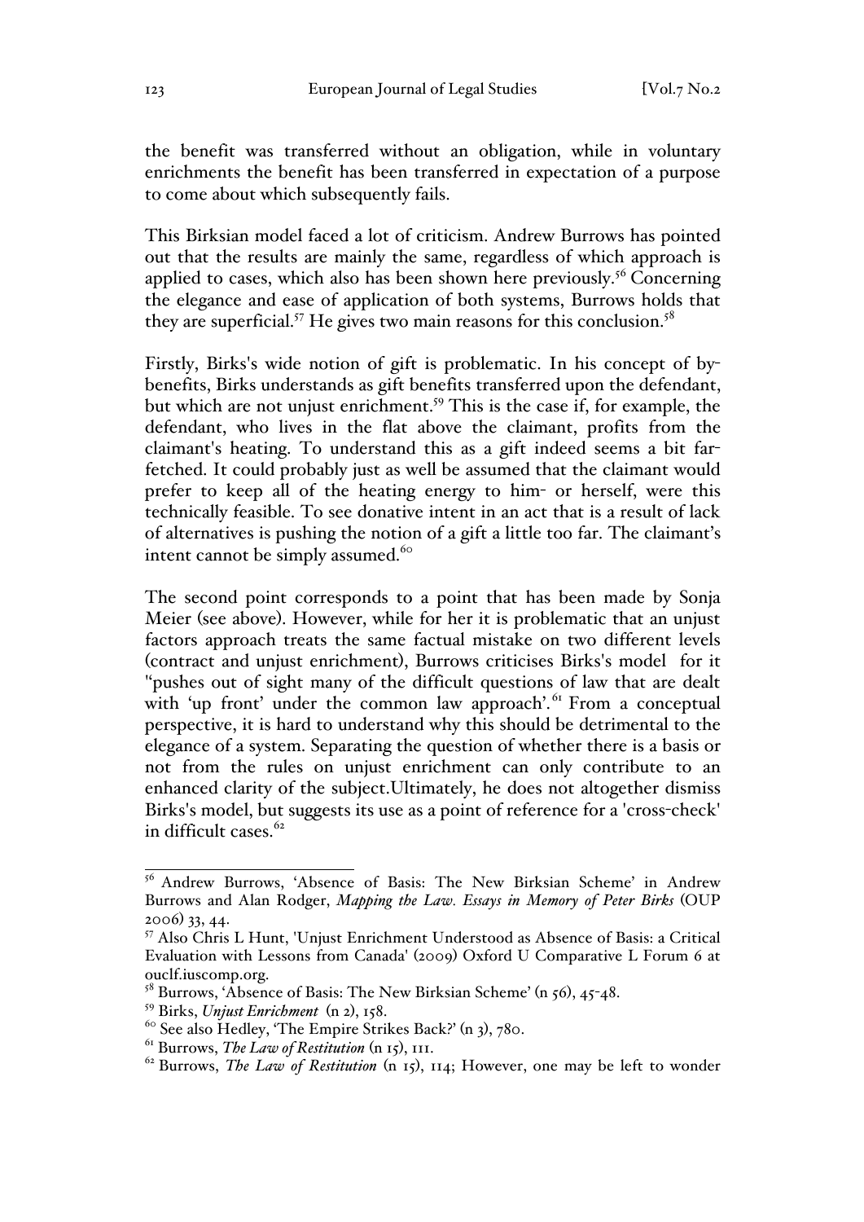the benefit was transferred without an obligation, while in voluntary enrichments the benefit has been transferred in expectation of a purpose to come about which subsequently fails.

This Birksian model faced a lot of criticism. Andrew Burrows has pointed out that the results are mainly the same, regardless of which approach is applied to cases, which also has been shown here previously.[56] Concerning the elegance and ease of application of both systems, Burrows holds that they are superficial.[57] He gives two main reasons for this conclusion.[58]

Firstly, Birks's wide notion of gift is problematic. In his concept of by-benefits, Birks understands as gift benefits transferred upon the defendant, but which are not unjust enrichment.[59] This is the case if, for example, the defendant, who lives in the flat above the claimant, profits from the claimant's heating. To understand this as a gift indeed seems a bit far-fetched. It could probably just as well be assumed that the claimant would prefer to keep all of the heating energy to him- or herself, were this technically feasible. To see donative intent in an act that is a result of lack of alternatives is pushing the notion of a gift a little too far. The claimant's intent cannot be simply assumed.[60]

The second point corresponds to a point that has been made by Sonja Meier (see above). However, while for her it is problematic that an unjust factors approach treats the same factual mistake on two different levels (contract and unjust enrichment), Burrows criticises Birks's model for it "pushes out of sight many of the difficult questions of law that are dealt with 'up front' under the common law approach'.[61] From a conceptual perspective, it is hard to understand why this should be detrimental to the elegance of a system. Separating the question of whether there is a basis or not from the rules on unjust enrichment can only contribute to an enhanced clarity of the subject.Ultimately, he does not altogether dismiss Birks's model, but suggests its use as a point of reference for a 'cross-check' in difficult cases.[62]

---

[56] Andrew Burrows, 'Absence of Basis: The New Birksian Scheme' in Andrew Burrows and Alan Rodger, *Mapping the Law. Essays in Memory of Peter Birks* (OUP 2006) 33, 44.

[57] Also Chris L Hunt, 'Unjust Enrichment Understood as Absence of Basis: a Critical Evaluation with Lessons from Canada' (2009) Oxford U Comparative L Forum 6 at ouclf.iuscomp.org.

[58] Burrows, 'Absence of Basis: The New Birksian Scheme' (n 56), 45-48.

[59] Birks, *Unjust Enrichment* (n 2), 158.

[60] See also Hedley, 'The Empire Strikes Back?' (n 3), 780.

[61] Burrows, *The Law of Restitution* (n 15), 111.

[62] Burrows, *The Law of Restitution* (n 15), 114; However, one may be left to wonder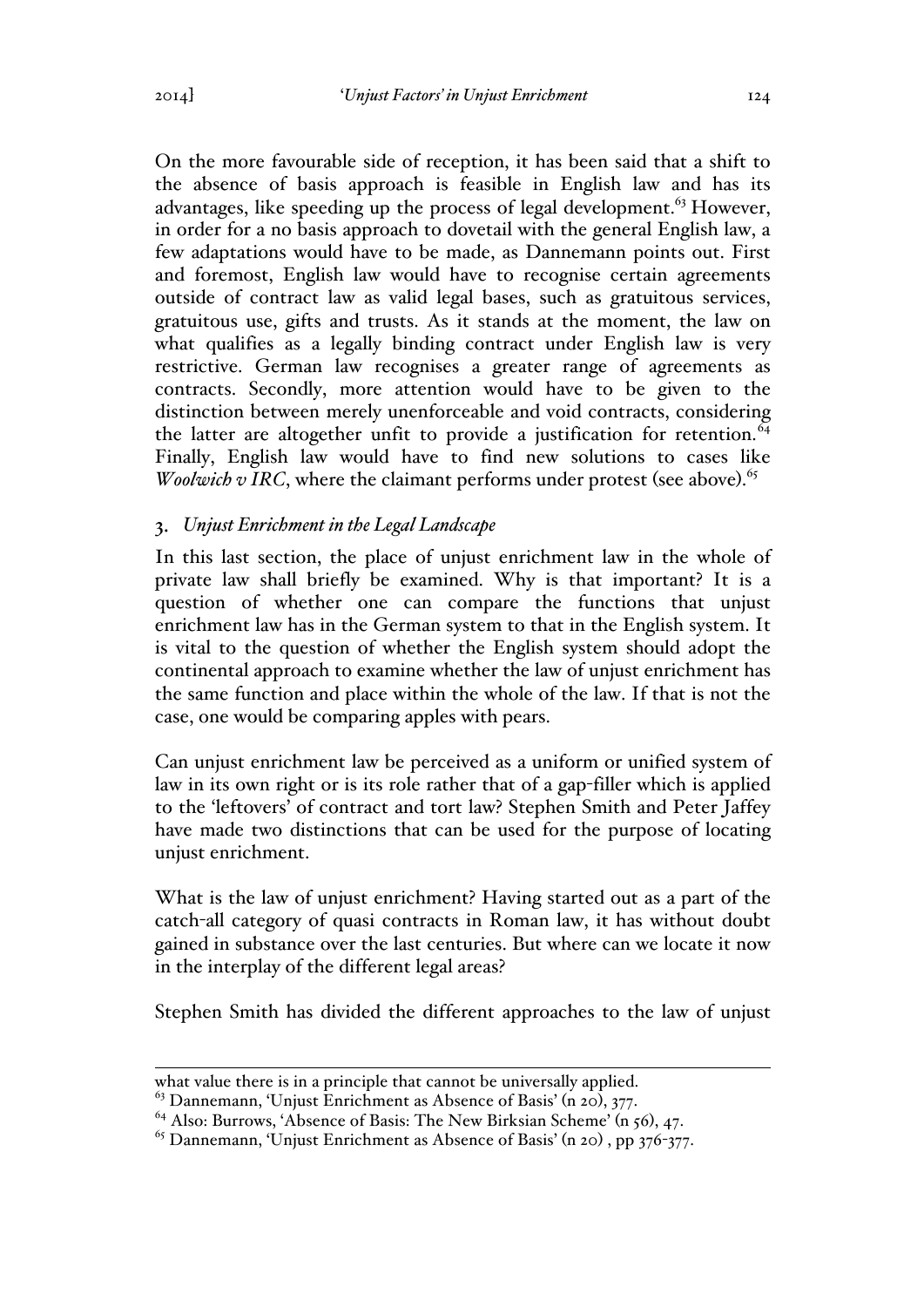On the more favourable side of reception, it has been said that a shift to the absence of basis approach is feasible in English law and has its advantages, like speeding up the process of legal development.[63] However, in order for a no basis approach to dovetail with the general English law, a few adaptations would have to be made, as Dannemann points out. First and foremost, English law would have to recognise certain agreements outside of contract law as valid legal bases, such as gratuitous services, gratuitous use, gifts and trusts. As it stands at the moment, the law on what qualifies as a legally binding contract under English law is very restrictive. German law recognises a greater range of agreements as contracts. Secondly, more attention would have to be given to the distinction between merely unenforceable and void contracts, considering the latter are altogether unfit to provide a justification for retention.[64] Finally, English law would have to find new solutions to cases like *Woolwich v IRC*, where the claimant performs under protest (see above).[65]

### 3. *Unjust Enrichment in the Legal Landscape*

In this last section, the place of unjust enrichment law in the whole of private law shall briefly be examined. Why is that important? It is a question of whether one can compare the functions that unjust enrichment law has in the German system to that in the English system. It is vital to the question of whether the English system should adopt the continental approach to examine whether the law of unjust enrichment has the same function and place within the whole of the law. If that is not the case, one would be comparing apples with pears.

Can unjust enrichment law be perceived as a uniform or unified system of law in its own right or is its role rather that of a gap-filler which is applied to the 'leftovers' of contract and tort law? Stephen Smith and Peter Jaffey have made two distinctions that can be used for the purpose of locating unjust enrichment.

What is the law of unjust enrichment? Having started out as a part of the catch-all category of quasi contracts in Roman law, it has without doubt gained in substance over the last centuries. But where can we locate it now in the interplay of the different legal areas?

Stephen Smith has divided the different approaches to the law of unjust

---

what value there is in a principle that cannot be universally applied.

[63] Dannemann, 'Unjust Enrichment as Absence of Basis' (n 20), 377.

[64] Also: Burrows, 'Absence of Basis: The New Birksian Scheme' (n 56), 47.

[65] Dannemann, 'Unjust Enrichment as Absence of Basis' (n 20) , pp 376-377.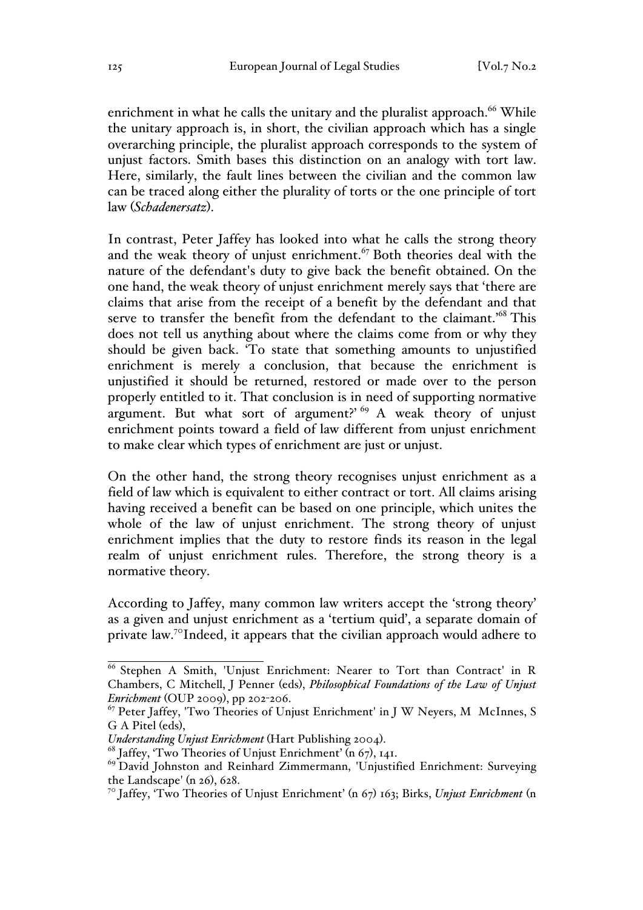enrichment in what he calls the unitary and the pluralist approach.[66] While the unitary approach is, in short, the civilian approach which has a single overarching principle, the pluralist approach corresponds to the system of unjust factors. Smith bases this distinction on an analogy with tort law. Here, similarly, the fault lines between the civilian and the common law can be traced along either the plurality of torts or the one principle of tort law (*Schadenersatz*).

In contrast, Peter Jaffey has looked into what he calls the strong theory and the weak theory of unjust enrichment.[67] Both theories deal with the nature of the defendant's duty to give back the benefit obtained. On the one hand, the weak theory of unjust enrichment merely says that 'there are claims that arise from the receipt of a benefit by the defendant and that serve to transfer the benefit from the defendant to the claimant.'[68] This does not tell us anything about where the claims come from or why they should be given back. 'To state that something amounts to unjustified enrichment is merely a conclusion, that because the enrichment is unjustified it should be returned, restored or made over to the person properly entitled to it. That conclusion is in need of supporting normative argument. But what sort of argument?'[69] A weak theory of unjust enrichment points toward a field of law different from unjust enrichment to make clear which types of enrichment are just or unjust.

On the other hand, the strong theory recognises unjust enrichment as a field of law which is equivalent to either contract or tort. All claims arising having received a benefit can be based on one principle, which unites the whole of the law of unjust enrichment. The strong theory of unjust enrichment implies that the duty to restore finds its reason in the legal realm of unjust enrichment rules. Therefore, the strong theory is a normative theory.

According to Jaffey, many common law writers accept the 'strong theory' as a given and unjust enrichment as a 'tertium quid', a separate domain of private law.[70] Indeed, it appears that the civilian approach would adhere to

---

[66] Stephen A Smith, 'Unjust Enrichment: Nearer to Tort than Contract' in R Chambers, C Mitchell, J Penner (eds), *Philosophical Foundations of the Law of Unjust Enrichment* (OUP 2009), pp 202-206.

[67] Peter Jaffey, 'Two Theories of Unjust Enrichment' in J W Neyers, M McInnes, S G A Pitel (eds), *Understanding Unjust Enrichment* (Hart Publishing 2004).

[68] Jaffey, 'Two Theories of Unjust Enrichment' (n 67), 141.

[69] David Johnston and Reinhard Zimmermann, 'Unjustified Enrichment: Surveying the Landscape' (n 26), 628.

[70] Jaffey, 'Two Theories of Unjust Enrichment' (n 67) 163; Birks, *Unjust Enrichment* (n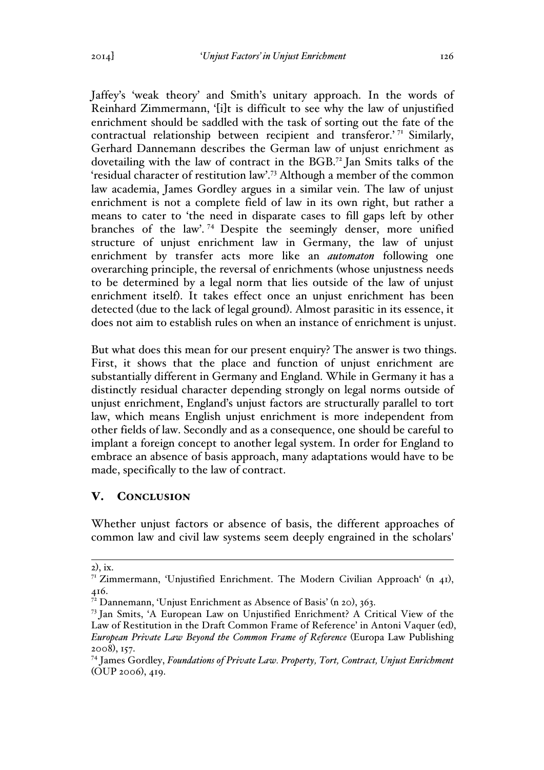Jaffey's 'weak theory' and Smith's unitary approach. In the words of Reinhard Zimmermann, '[i]t is difficult to see why the law of unjustified enrichment should be saddled with the task of sorting out the fate of the contractual relationship between recipient and transferor.'[71] Similarly, Gerhard Dannemann describes the German law of unjust enrichment as dovetailing with the law of contract in the BGB.[72] Jan Smits talks of the 'residual character of restitution law'.[73] Although a member of the common law academia, James Gordley argues in a similar vein. The law of unjust enrichment is not a complete field of law in its own right, but rather a means to cater to 'the need in disparate cases to fill gaps left by other branches of the law'.[74] Despite the seemingly denser, more unified structure of unjust enrichment law in Germany, the law of unjust enrichment by transfer acts more like an ***automaton*** following one overarching principle, the reversal of enrichments (whose unjustness needs to be determined by a legal norm that lies outside of the law of unjust enrichment itself). It takes effect once an unjust enrichment has been detected (due to the lack of legal ground). Almost parasitic in its essence, it does not aim to establish rules on when an instance of enrichment is unjust.

But what does this mean for our present enquiry? The answer is two things. First, it shows that the place and function of unjust enrichment are substantially different in Germany and England. While in Germany it has a distinctly residual character depending strongly on legal norms outside of unjust enrichment, England's unjust factors are structurally parallel to tort law, which means English unjust enrichment is more independent from other fields of law. Secondly and as a consequence, one should be careful to implant a foreign concept to another legal system. In order for England to embrace an absence of basis approach, many adaptations would have to be made, specifically to the law of contract.

## V. Conclusion

Whether unjust factors or absence of basis, the different approaches of common law and civil law systems seem deeply engrained in the scholars'

---

2), ix.

[71] Zimmermann, 'Unjustified Enrichment. The Modern Civilian Approach' (n 41), 416.

[72] Dannemann, 'Unjust Enrichment as Absence of Basis' (n 20), 363.

[73] Jan Smits, 'A European Law on Unjustified Enrichment? A Critical View of the Law of Restitution in the Draft Common Frame of Reference' in Antoni Vaquer (ed), *European Private Law Beyond the Common Frame of Reference* (Europa Law Publishing 2008), 157.

[74] James Gordley, *Foundations of Private Law. Property, Tort, Contract, Unjust Enrichment* (OUP 2006), 419.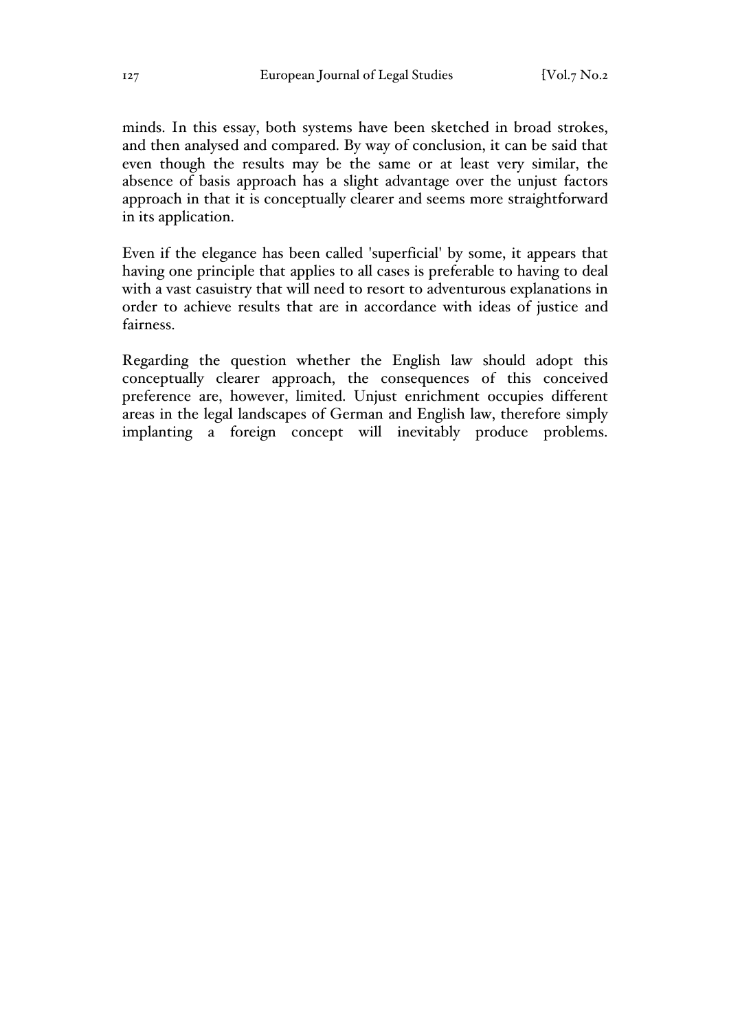minds. In this essay, both systems have been sketched in broad strokes, and then analysed and compared. By way of conclusion, it can be said that even though the results may be the same or at least very similar, the absence of basis approach has a slight advantage over the unjust factors approach in that it is conceptually clearer and seems more straightforward in its application.

Even if the elegance has been called 'superficial' by some, it appears that having one principle that applies to all cases is preferable to having to deal with a vast casuistry that will need to resort to adventurous explanations in order to achieve results that are in accordance with ideas of justice and fairness.

Regarding the question whether the English law should adopt this conceptually clearer approach, the consequences of this conceived preference are, however, limited. Unjust enrichment occupies different areas in the legal landscapes of German and English law, therefore simply implanting a foreign concept will inevitably produce problems.